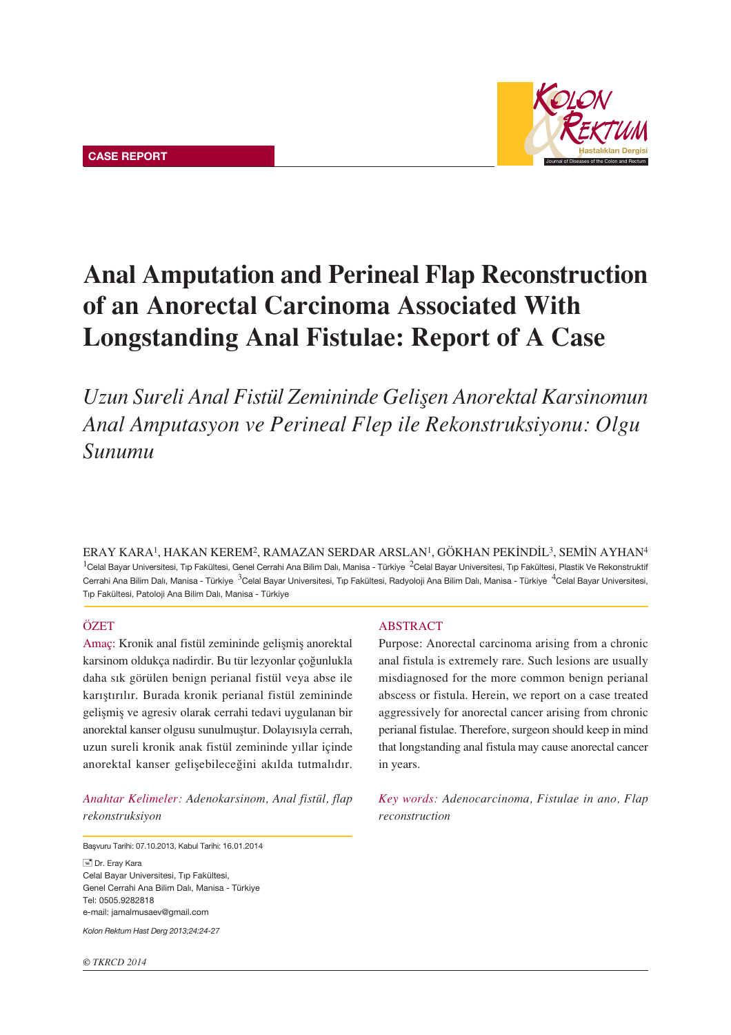CASE REPORT

# Anal Amputation and Perineal Flap Reconstruction of an Anorectal Carcinoma Associated With Longstanding Anal Fistulae: Report of A Case

## *Uzun Sureli Anal Fistül Zemininde Gelişen Anorektal Karsinomun Anal Amputasyon ve Perineal Flep ile Rekonstruksiyonu: Olgu Sunumu*

ERAY KARA[1], HAKAN KEREM[2], RAMAZAN SERDAR ARSLAN[1], GÖKHAN PEKİNDİL[3], SEMİN AYHAN[4]

[1]Celal Bayar Universitesi, Tıp Fakültesi, Genel Cerrahi Ana Bilim Dalı, Manisa - Türkiye [2]Celal Bayar Universitesi, Tıp Fakültesi, Plastik Ve Rekonstruktif Cerrahi Ana Bilim Dalı, Manisa - Türkiye [3]Celal Bayar Universitesi, Tıp Fakültesi, Radyoloji Ana Bilim Dalı, Manisa - Türkiye [4]Celal Bayar Universitesi, Tıp Fakültesi, Patoloji Ana Bilim Dalı, Manisa - Türkiye

### ÖZET

Amaç: Kronik anal fistül zemininde gelişmiş anorektal karsinom oldukça nadirdir. Bu tür lezyonlar çoğunlukla daha sık görülen benign perianal fistül veya abse ile karıştırılır. Burada kronik perianal fistül zemininde gelişmiş ve agresiv olarak cerrahi tedavi uygulanan bir anorektal kanser olgusu sunulmuştur. Dolayısıyla cerrah, uzun sureli kronik anak fistül zemininde yıllar içinde anorektal kanser gelişebileceğini akılda tutmalıdır.

*Anahtar Kelimeler: Adenokarsinom, Anal fistül, flap rekonstruksiyon*

### ABSTRACT

Purpose: Anorectal carcinoma arising from a chronic anal fistula is extremely rare. Such lesions are usually misdiagnosed for the more common benign perianal abscess or fistula. Herein, we report on a case treated aggressively for anorectal cancer arising from chronic perianal fistulae. Therefore, surgeon should keep in mind that longstanding anal fistula may cause anorectal cancer in years.

*Key words: Adenocarcinoma, Fistulae in ano, Flap reconstruction*

Başvuru Tarihi: 07.10.2013, Kabul Tarihi: 16.01.2014

Dr. Eray Kara
Celal Bayar Universitesi, Tıp Fakültesi,
Genel Cerrahi Ana Bilim Dalı, Manisa - Türkiye
Tel: 0505.9282818
e-mail: jamalmusaev@gmail.com

*Kolon Rektum Hast Derg 2013;24:24-27*

*© TKRCD 2014*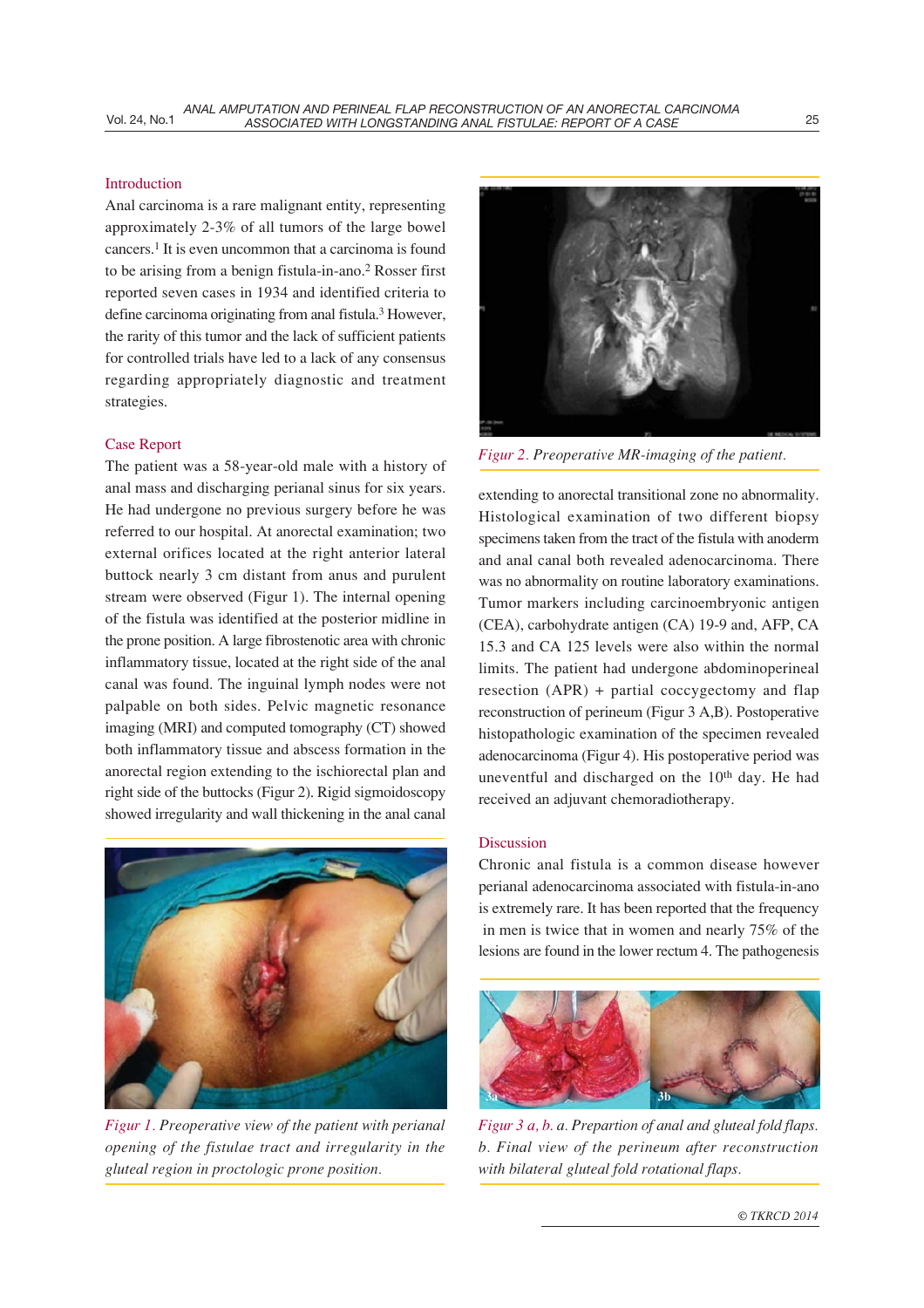## Introduction

Anal carcinoma is a rare malignant entity, representing approximately 2-3% of all tumors of the large bowel cancers.[1] It is even uncommon that a carcinoma is found to be arising from a benign fistula-in-ano.[2] Rosser first reported seven cases in 1934 and identified criteria to define carcinoma originating from anal fistula.[3] However, the rarity of this tumor and the lack of sufficient patients for controlled trials have led to a lack of any consensus regarding appropriately diagnostic and treatment strategies.

## Case Report

The patient was a 58-year-old male with a history of anal mass and discharging perianal sinus for six years. He had undergone no previous surgery before he was referred to our hospital. At anorectal examination; two external orifices located at the right anterior lateral buttock nearly 3 cm distant from anus and purulent stream were observed (Figur 1). The internal opening of the fistula was identified at the posterior midline in the prone position. A large fibrostenotic area with chronic inflammatory tissue, located at the right side of the anal canal was found. The inguinal lymph nodes were not palpable on both sides. Pelvic magnetic resonance imaging (MRI) and computed tomography (CT) showed both inflammatory tissue and abscess formation in the anorectal region extending to the ischiorectal plan and right side of the buttocks (Figur 2). Rigid sigmoidoscopy showed irregularity and wall thickening in the anal canal extending to anorectal transitional zone no abnormality. Histological examination of two different biopsy specimens taken from the tract of the fistula with anoderm and anal canal both revealed adenocarcinoma. There was no abnormality on routine laboratory examinations. Tumor markers including carcinoembryonic antigen (CEA), carbohydrate antigen (CA) 19-9 and, AFP, CA 15.3 and CA 125 levels were also within the normal limits. The patient had undergone abdominoperineal resection (APR) + partial coccygectomy and flap reconstruction of perineum (Figur 3 A,B). Postoperative histopathologic examination of the specimen revealed adenocarcinoma (Figur 4). His postoperative period was uneventful and discharged on the 10th day. He had received an adjuvant chemoradiotherapy.

*Figur 1. Preoperative view of the patient with perianal opening of the fistulae tract and irregularity in the gluteal region in proctologic prone position.*

*Figur 2. Preoperative MR-imaging of the patient.*

## Discussion

Chronic anal fistula is a common disease however perianal adenocarcinoma associated with fistula-in-ano is extremely rare. It has been reported that the frequency in men is twice that in women and nearly 75% of the lesions are found in the lower rectum 4. The pathogenesis

*Figur 3 a, b. a. Prepartion of anal and gluteal fold flaps. b. Final view of the perineum after reconstruction with bilateral gluteal fold rotational flaps.*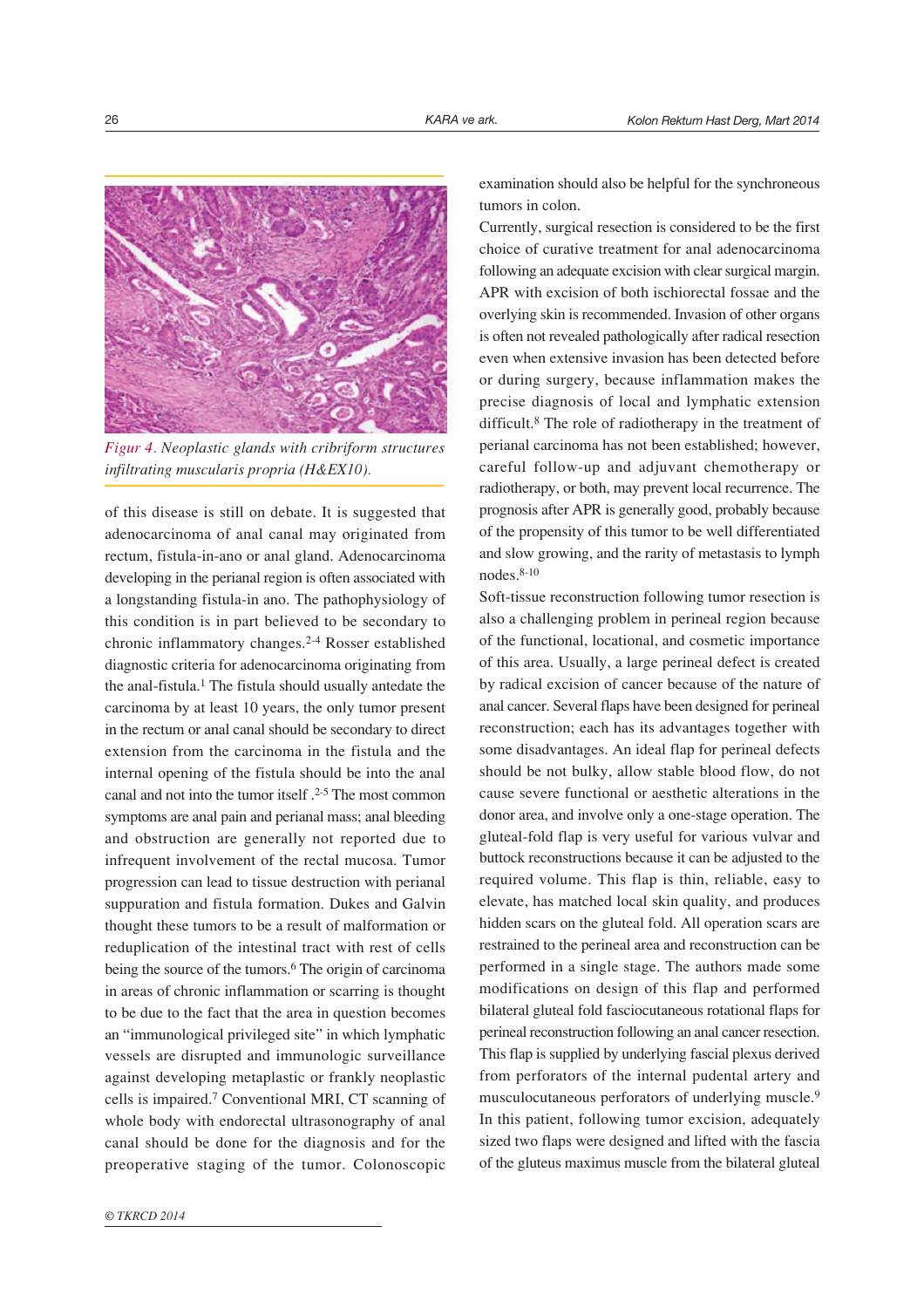*Figur 4. Neoplastic glands with cribriform structures infiltrating muscularis propria (H&EX10).*

of this disease is still on debate. It is suggested that adenocarcinoma of anal canal may originated from rectum, fistula-in-ano or anal gland. Adenocarcinoma developing in the perianal region is often associated with a longstanding fistula-in ano. The pathophysiology of this condition is in part believed to be secondary to chronic inflammatory changes.[2-4] Rosser established diagnostic criteria for adenocarcinoma originating from the anal-fistula.[1] The fistula should usually antedate the carcinoma by at least 10 years, the only tumor present in the rectum or anal canal should be secondary to direct extension from the carcinoma in the fistula and the internal opening of the fistula should be into the anal canal and not into the tumor itself .[2-5] The most common symptoms are anal pain and perianal mass; anal bleeding and obstruction are generally not reported due to infrequent involvement of the rectal mucosa. Tumor progression can lead to tissue destruction with perianal suppuration and fistula formation. Dukes and Galvin thought these tumors to be a result of malformation or reduplication of the intestinal tract with rest of cells being the source of the tumors.[6] The origin of carcinoma in areas of chronic inflammation or scarring is thought to be due to the fact that the area in question becomes an "immunological privileged site" in which lymphatic vessels are disrupted and immunologic surveillance against developing metaplastic or frankly neoplastic cells is impaired.[7] Conventional MRI, CT scanning of whole body with endorectal ultrasonography of anal canal should be done for the diagnosis and for the preoperative staging of the tumor. Colonoscopic examination should also be helpful for the synchroneous tumors in colon.

Currently, surgical resection is considered to be the first choice of curative treatment for anal adenocarcinoma following an adequate excision with clear surgical margin. APR with excision of both ischiorectal fossae and the overlying skin is recommended. Invasion of other organs is often not revealed pathologically after radical resection even when extensive invasion has been detected before or during surgery, because inflammation makes the precise diagnosis of local and lymphatic extension difficult.[8] The role of radiotherapy in the treatment of perianal carcinoma has not been established; however, careful follow-up and adjuvant chemotherapy or radiotherapy, or both, may prevent local recurrence. The prognosis after APR is generally good, probably because of the propensity of this tumor to be well differentiated and slow growing, and the rarity of metastasis to lymph nodes.[8-10]

Soft-tissue reconstruction following tumor resection is also a challenging problem in perineal region because of the functional, locational, and cosmetic importance of this area. Usually, a large perineal defect is created by radical excision of cancer because of the nature of anal cancer. Several flaps have been designed for perineal reconstruction; each has its advantages together with some disadvantages. An ideal flap for perineal defects should be not bulky, allow stable blood flow, do not cause severe functional or aesthetic alterations in the donor area, and involve only a one-stage operation. The gluteal-fold flap is very useful for various vulvar and buttock reconstructions because it can be adjusted to the required volume. This flap is thin, reliable, easy to elevate, has matched local skin quality, and produces hidden scars on the gluteal fold. All operation scars are restrained to the perineal area and reconstruction can be performed in a single stage. The authors made some modifications on design of this flap and performed bilateral gluteal fold fasciocutaneous rotational flaps for perineal reconstruction following an anal cancer resection. This flap is supplied by underlying fascial plexus derived from perforators of the internal pudental artery and musculocutaneous perforators of underlying muscle.[9] In this patient, following tumor excision, adequately sized two flaps were designed and lifted with the fascia of the gluteus maximus muscle from the bilateral gluteal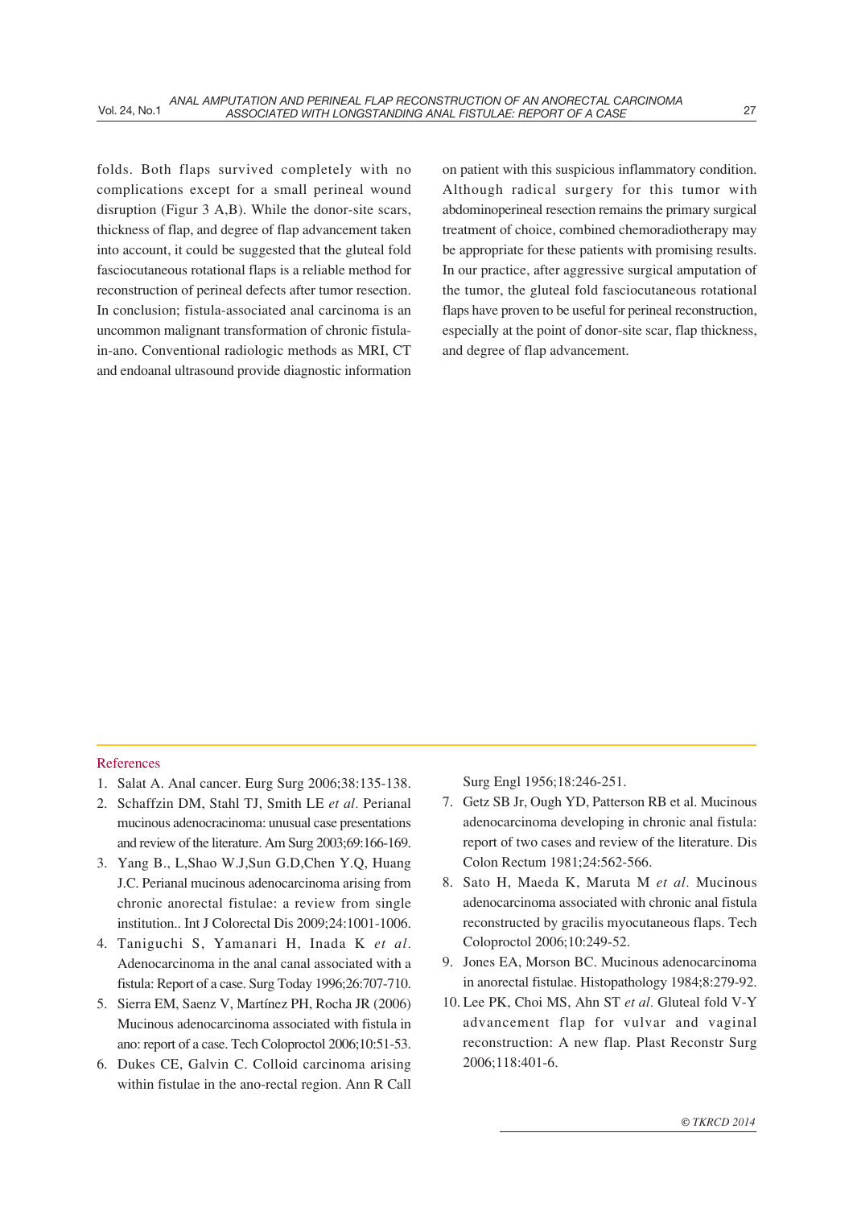folds. Both flaps survived completely with no complications except for a small perineal wound disruption (Figur 3 A,B). While the donor-site scars, thickness of flap, and degree of flap advancement taken into account, it could be suggested that the gluteal fold fasciocutaneous rotational flaps is a reliable method for reconstruction of perineal defects after tumor resection. In conclusion; fistula-associated anal carcinoma is an uncommon malignant transformation of chronic fistula-in-ano. Conventional radiologic methods as MRI, CT and endoanal ultrasound provide diagnostic information on patient with this suspicious inflammatory condition. Although radical surgery for this tumor with abdominoperineal resection remains the primary surgical treatment of choice, combined chemoradiotherapy may be appropriate for these patients with promising results. In our practice, after aggressive surgical amputation of the tumor, the gluteal fold fasciocutaneous rotational flaps have proven to be useful for perineal reconstruction, especially at the point of donor-site scar, flap thickness, and degree of flap advancement.

## References

1. Salat A. Anal cancer. Eurg Surg 2006;38:135-138.
2. Schaffzin DM, Stahl TJ, Smith LE *et al.* Perianal mucinous adenocracinoma: unusual case presentations and review of the literature. Am Surg 2003;69:166-169.
3. Yang B., L,Shao W.J,Sun G.D,Chen Y.Q, Huang J.C. Perianal mucinous adenocarcinoma arising from chronic anorectal fistulae: a review from single institution.. Int J Colorectal Dis 2009;24:1001-1006.
4. Taniguchi S, Yamanari H, Inada K *et al.* Adenocarcinoma in the anal canal associated with a fistula: Report of a case. Surg Today 1996;26:707-710.
5. Sierra EM, Saenz V, Martínez PH, Rocha JR (2006) Mucinous adenocarcinoma associated with fistula in ano: report of a case. Tech Coloproctol 2006;10:51-53.
6. Dukes CE, Galvin C. Colloid carcinoma arising within fistulae in the ano-rectal region. Ann R Call Surg Engl 1956;18:246-251.
7. Getz SB Jr, Ough YD, Patterson RB et al. Mucinous adenocarcinoma developing in chronic anal fistula: report of two cases and review of the literature. Dis Colon Rectum 1981;24:562-566.
8. Sato H, Maeda K, Maruta M *et al.* Mucinous adenocarcinoma associated with chronic anal fistula reconstructed by gracilis myocutaneous flaps. Tech Coloproctol 2006;10:249-52.
9. Jones EA, Morson BC. Mucinous adenocarcinoma in anorectal fistulae. Histopathology 1984;8:279-92.
10. Lee PK, Choi MS, Ahn ST *et al.* Gluteal fold V-Y advancement flap for vulvar and vaginal reconstruction: A new flap. Plast Reconstr Surg 2006;118:401-6.